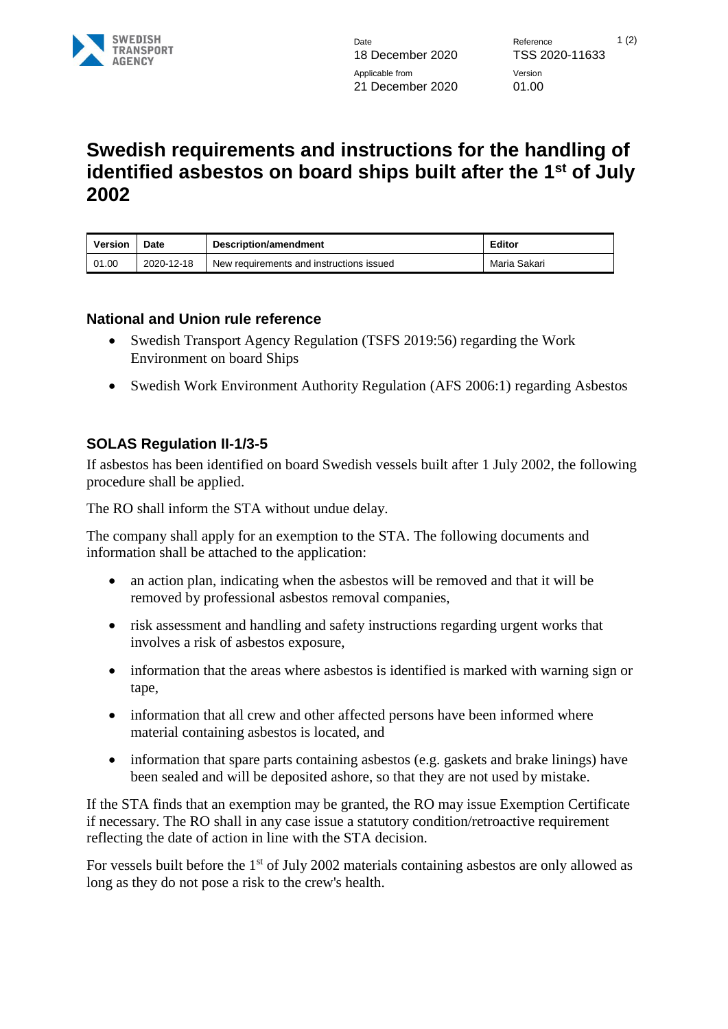Date
18 December 2020

Applicable from
21 December 2020

Reference
TSS 2020-11633

Version
01.00

# Swedish requirements and instructions for the handling of identified asbestos on board ships built after the 1st of July 2002

| Version | Date | Description/amendment | Editor |
|---|---|---|---|
| 01.00 | 2020-12-18 | New requirements and instructions issued | Maria Sakari |

## National and Union rule reference

- Swedish Transport Agency Regulation (TSFS 2019:56) regarding the Work Environment on board Ships
- Swedish Work Environment Authority Regulation (AFS 2006:1) regarding Asbestos

## SOLAS Regulation II-1/3-5

If asbestos has been identified on board Swedish vessels built after 1 July 2002, the following procedure shall be applied.

The RO shall inform the STA without undue delay.

The company shall apply for an exemption to the STA. The following documents and information shall be attached to the application:

- an action plan, indicating when the asbestos will be removed and that it will be removed by professional asbestos removal companies,
- risk assessment and handling and safety instructions regarding urgent works that involves a risk of asbestos exposure,
- information that the areas where asbestos is identified is marked with warning sign or tape,
- information that all crew and other affected persons have been informed where material containing asbestos is located, and
- information that spare parts containing asbestos (e.g. gaskets and brake linings) have been sealed and will be deposited ashore, so that they are not used by mistake.

If the STA finds that an exemption may be granted, the RO may issue Exemption Certificate if necessary. The RO shall in any case issue a statutory condition/retroactive requirement reflecting the date of action in line with the STA decision.

For vessels built before the 1st of July 2002 materials containing asbestos are only allowed as long as they do not pose a risk to the crew's health.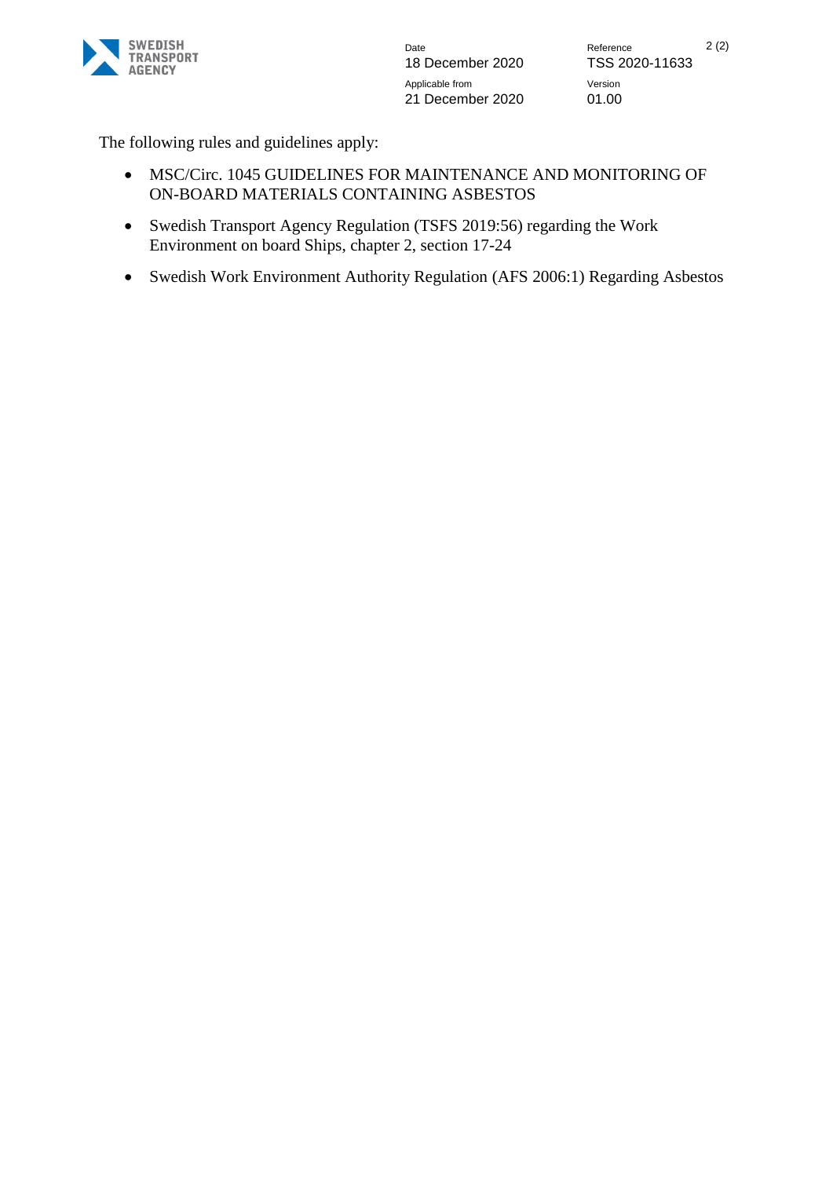The following rules and guidelines apply:

- MSC/Circ. 1045 GUIDELINES FOR MAINTENANCE AND MONITORING OF ON-BOARD MATERIALS CONTAINING ASBESTOS
- Swedish Transport Agency Regulation (TSFS 2019:56) regarding the Work Environment on board Ships, chapter 2, section 17-24
- Swedish Work Environment Authority Regulation (AFS 2006:1) Regarding Asbestos